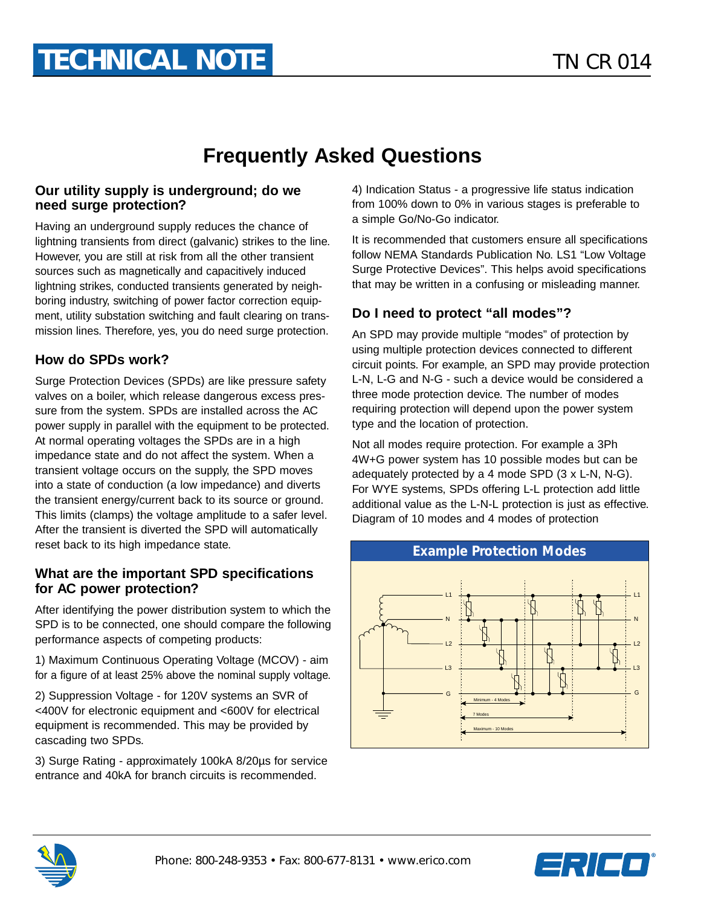# TECHNICAL NOTE

TN CR 014

## Frequently Asked Questions

### Our utility supply is underground; do we need surge protection?

Having an underground supply reduces the chance of lightning transients from direct (galvanic) strikes to the line. However, you are still at risk from all the other transient sources such as magnetically and capacitively induced lightning strikes, conducted transients generated by neighboring industry, switching of power factor correction equipment, utility substation switching and fault clearing on transmission lines. Therefore, yes, you do need surge protection.

### How do SPDs work?

Surge Protection Devices (SPDs) are like pressure safety valves on a boiler, which release dangerous excess pressure from the system. SPDs are installed across the AC power supply in parallel with the equipment to be protected. At normal operating voltages the SPDs are in a high impedance state and do not affect the system. When a transient voltage occurs on the supply, the SPD moves into a state of conduction (a low impedance) and diverts the transient energy/current back to its source or ground. This limits (clamps) the voltage amplitude to a safer level. After the transient is diverted the SPD will automatically reset back to its high impedance state.

### What are the important SPD specifications for AC power protection?

After identifying the power distribution system to which the SPD is to be connected, one should compare the following performance aspects of competing products:

1) Maximum Continuous Operating Voltage (MCOV) - aim for a figure of at least 25% above the nominal supply voltage.

2) Suppression Voltage - for 120V systems an SVR of <400V for electronic equipment and <600V for electrical equipment is recommended. This may be provided by cascading two SPDs.

3) Surge Rating - approximately 100kA 8/20µs for service entrance and 40kA for branch circuits is recommended.

4) Indication Status - a progressive life status indication from 100% down to 0% in various stages is preferable to a simple Go/No-Go indicator.

It is recommended that customers ensure all specifications follow NEMA Standards Publication No. LS1 "Low Voltage Surge Protective Devices". This helps avoid specifications that may be written in a confusing or misleading manner.

### Do I need to protect "all modes"?

An SPD may provide multiple "modes" of protection by using multiple protection devices connected to different circuit points. For example, an SPD may provide protection L-N, L-G and N-G - such a device would be considered a three mode protection device. The number of modes requiring protection will depend upon the power system type and the location of protection.

Not all modes require protection. For example a 3Ph 4W+G power system has 10 possible modes but can be adequately protected by a 4 mode SPD (3 x L-N, N-G). For WYE systems, SPDs offering L-L protection add little additional value as the L-N-L protection is just as effective. Diagram of 10 modes and 4 modes of protection

**Example Protection Modes**

L1, N, L2, L3, G

Minimum - 4 Modes

7 Modes

Maximum - 10 Modes

Phone: 800-248-9353 • Fax: 800-677-8131 • www.erico.com

ERICO®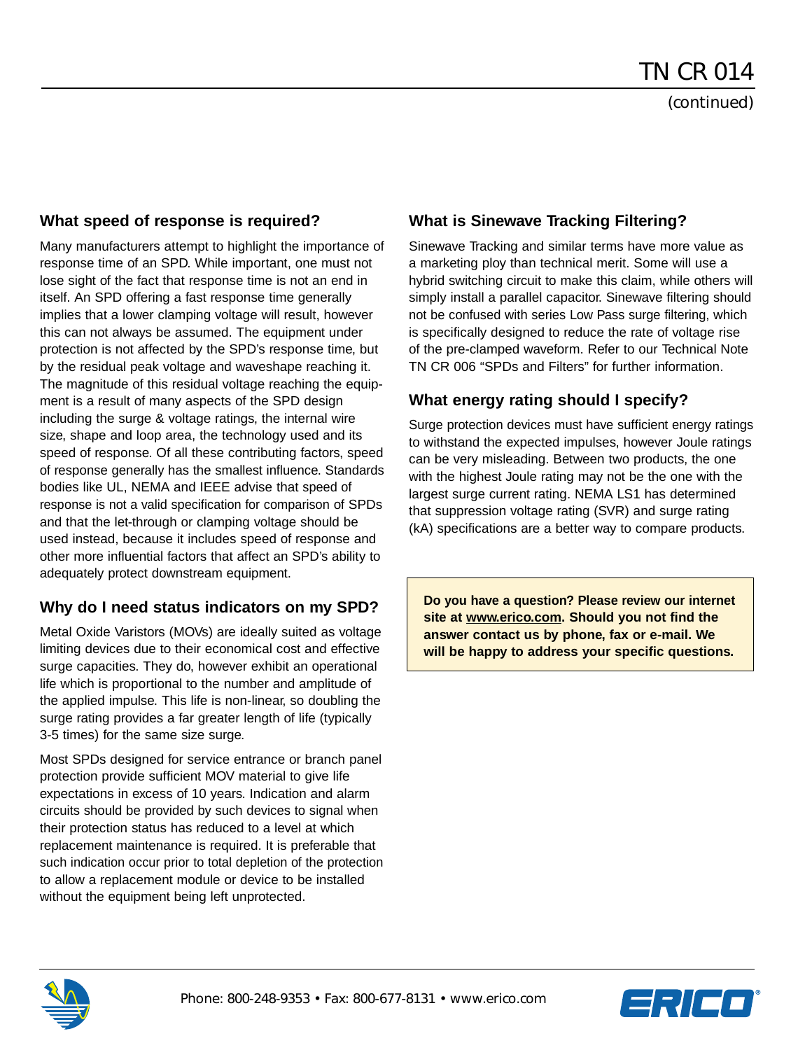## What speed of response is required?

Many manufacturers attempt to highlight the importance of response time of an SPD. While important, one must not lose sight of the fact that response time is not an end in itself. An SPD offering a fast response time generally implies that a lower clamping voltage will result, however this can not always be assumed. The equipment under protection is not affected by the SPD's response time, but by the residual peak voltage and waveshape reaching it. The magnitude of this residual voltage reaching the equipment is a result of many aspects of the SPD design including the surge & voltage ratings, the internal wire size, shape and loop area, the technology used and its speed of response. Of all these contributing factors, speed of response generally has the smallest influence. Standards bodies like UL, NEMA and IEEE advise that speed of response is not a valid specification for comparison of SPDs and that the let-through or clamping voltage should be used instead, because it includes speed of response and other more influential factors that affect an SPD's ability to adequately protect downstream equipment.

## Why do I need status indicators on my SPD?

Metal Oxide Varistors (MOVs) are ideally suited as voltage limiting devices due to their economical cost and effective surge capacities. They do, however exhibit an operational life which is proportional to the number and amplitude of the applied impulse. This life is non-linear, so doubling the surge rating provides a far greater length of life (typically 3-5 times) for the same size surge.

Most SPDs designed for service entrance or branch panel protection provide sufficient MOV material to give life expectations in excess of 10 years. Indication and alarm circuits should be provided by such devices to signal when their protection status has reduced to a level at which replacement maintenance is required. It is preferable that such indication occur prior to total depletion of the protection to allow a replacement module or device to be installed without the equipment being left unprotected.

## What is Sinewave Tracking Filtering?

Sinewave Tracking and similar terms have more value as a marketing ploy than technical merit. Some will use a hybrid switching circuit to make this claim, while others will simply install a parallel capacitor. Sinewave filtering should not be confused with series Low Pass surge filtering, which is specifically designed to reduce the rate of voltage rise of the pre-clamped waveform. Refer to our Technical Note TN CR 006 "SPDs and Filters" for further information.

## What energy rating should I specify?

Surge protection devices must have sufficient energy ratings to withstand the expected impulses, however Joule ratings can be very misleading. Between two products, the one with the highest Joule rating may not be the one with the largest surge current rating. NEMA LS1 has determined that suppression voltage rating (SVR) and surge rating (kA) specifications are a better way to compare products.

**Do you have a question? Please review our internet site at www.erico.com. Should you not find the answer contact us by phone, fax or e-mail. We will be happy to address your specific questions.**

Phone: 800-248-9353 • Fax: 800-677-8131 • www.erico.com